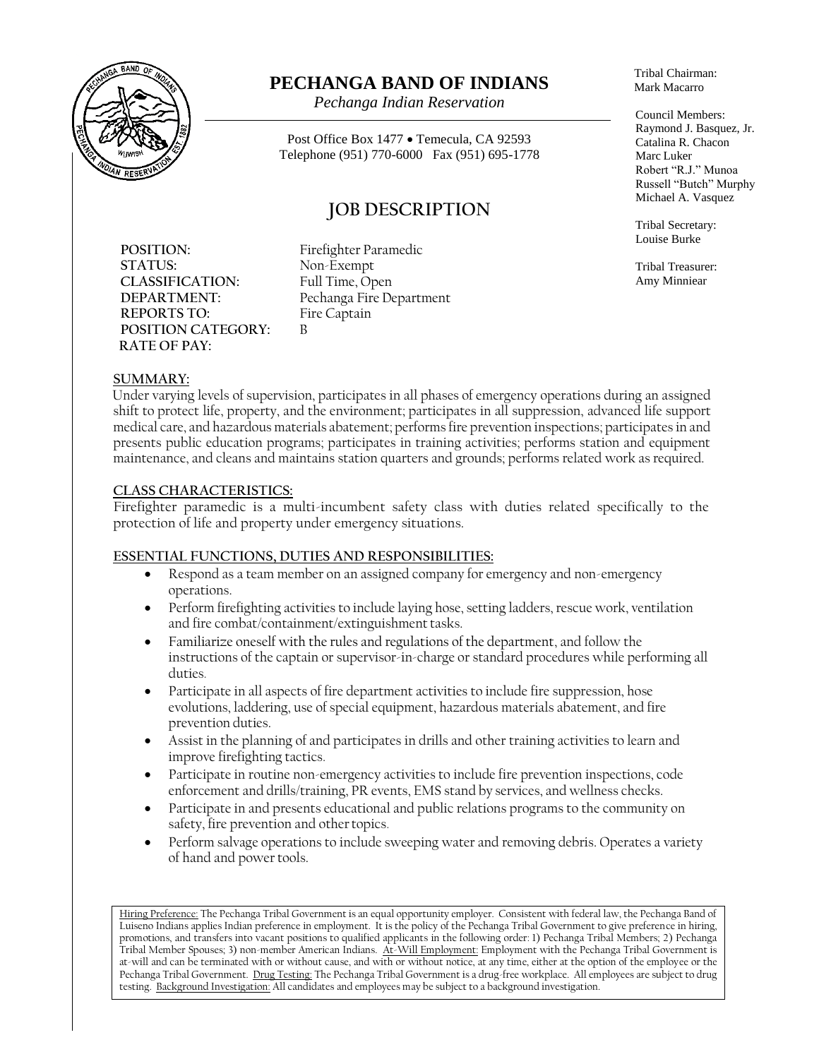# PECHANGA BAND OF INDIANS

*Pechanga Indian Reservation*

Post Office Box 1477 • Temecula, CA 92593
Telephone (951) 770-6000 Fax (951) 695-1778

Tribal Chairman:
Mark Macarro

Council Members:
Raymond J. Basquez, Jr.
Catalina R. Chacon
Marc Luker
Robert "R.J." Munoa
Russell "Butch" Murphy
Michael A. Vasquez

Tribal Secretary:
Louise Burke

Tribal Treasurer:
Amy Minniear

## JOB DESCRIPTION

**POSITION:** Firefighter Paramedic
**STATUS:** Non-Exempt
**CLASSIFICATION:** Full Time, Open
**DEPARTMENT:** Pechanga Fire Department
**REPORTS TO:** Fire Captain
**POSITION CATEGORY:** B
**RATE OF PAY:**

### SUMMARY:

Under varying levels of supervision, participates in all phases of emergency operations during an assigned shift to protect life, property, and the environment; participates in all suppression, advanced life support medical care, and hazardous materials abatement; performs fire prevention inspections; participates in and presents public education programs; participates in training activities; performs station and equipment maintenance, and cleans and maintains station quarters and grounds; performs related work as required.

### CLASS CHARACTERISTICS:

Firefighter paramedic is a multi-incumbent safety class with duties related specifically to the protection of life and property under emergency situations.

### ESSENTIAL FUNCTIONS, DUTIES AND RESPONSIBILITIES:

- Respond as a team member on an assigned company for emergency and non-emergency operations.
- Perform firefighting activities to include laying hose, setting ladders, rescue work, ventilation and fire combat/containment/extinguishment tasks.
- Familiarize oneself with the rules and regulations of the department, and follow the instructions of the captain or supervisor-in-charge or standard procedures while performing all duties.
- Participate in all aspects of fire department activities to include fire suppression, hose evolutions, laddering, use of special equipment, hazardous materials abatement, and fire prevention duties.
- Assist in the planning of and participates in drills and other training activities to learn and improve firefighting tactics.
- Participate in routine non-emergency activities to include fire prevention inspections, code enforcement and drills/training, PR events, EMS stand by services, and wellness checks.
- Participate in and presents educational and public relations programs to the community on safety, fire prevention and other topics.
- Perform salvage operations to include sweeping water and removing debris. Operates a variety of hand and power tools.

Hiring Preference: The Pechanga Tribal Government is an equal opportunity employer. Consistent with federal law, the Pechanga Band of Luiseno Indians applies Indian preference in employment. It is the policy of the Pechanga Tribal Government to give preference in hiring, promotions, and transfers into vacant positions to qualified applicants in the following order: 1) Pechanga Tribal Members; 2) Pechanga Tribal Member Spouses; 3) non-member American Indians. At-Will Employment: Employment with the Pechanga Tribal Government is at-will and can be terminated with or without cause, and with or without notice, at any time, either at the option of the employee or the Pechanga Tribal Government. Drug Testing: The Pechanga Tribal Government is a drug-free workplace. All employees are subject to drug testing. Background Investigation: All candidates and employees may be subject to a background investigation.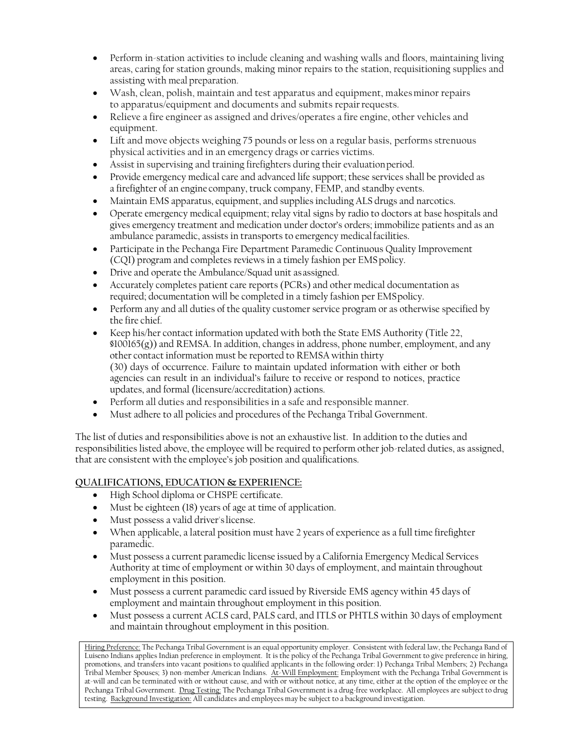- Perform in-station activities to include cleaning and washing walls and floors, maintaining living areas, caring for station grounds, making minor repairs to the station, requisitioning supplies and assisting with meal preparation.
- Wash, clean, polish, maintain and test apparatus and equipment, makes minor repairs to apparatus/equipment and documents and submits repair requests.
- Relieve a fire engineer as assigned and drives/operates a fire engine, other vehicles and equipment.
- Lift and move objects weighing 75 pounds or less on a regular basis, performs strenuous physical activities and in an emergency drags or carries victims.
- Assist in supervising and training firefighters during their evaluation period.
- Provide emergency medical care and advanced life support; these services shall be provided as a firefighter of an engine company, truck company, FEMP, and standby events.
- Maintain EMS apparatus, equipment, and supplies including ALS drugs and narcotics.
- Operate emergency medical equipment; relay vital signs by radio to doctors at base hospitals and gives emergency treatment and medication under doctor's orders; immobilize patients and as an ambulance paramedic, assists in transports to emergency medical facilities.
- Participate in the Pechanga Fire Department Paramedic Continuous Quality Improvement (CQI) program and completes reviews in a timely fashion per EMS policy.
- Drive and operate the Ambulance/Squad unit as assigned.
- Accurately completes patient care reports (PCRs) and other medical documentation as required; documentation will be completed in a timely fashion per EMS policy.
- Perform any and all duties of the quality customer service program or as otherwise specified by the fire chief.
- Keep his/her contact information updated with both the State EMS Authority (Title 22, §100165(g)) and REMSA. In addition, changes in address, phone number, employment, and any other contact information must be reported to REMSA within thirty (30) days of occurrence. Failure to maintain updated information with either or both agencies can result in an individual's failure to receive or respond to notices, practice updates, and formal (licensure/accreditation) actions.
- Perform all duties and responsibilities in a safe and responsible manner.
- Must adhere to all policies and procedures of the Pechanga Tribal Government.

The list of duties and responsibilities above is not an exhaustive list. In addition to the duties and responsibilities listed above, the employee will be required to perform other job-related duties, as assigned, that are consistent with the employee's job position and qualifications.

**QUALIFICATIONS, EDUCATION & EXPERIENCE:**

- High School diploma or CHSPE certificate.
- Must be eighteen (18) years of age at time of application.
- Must possess a valid driver's license.
- When applicable, a lateral position must have 2 years of experience as a full time firefighter paramedic.
- Must possess a current paramedic license issued by a California Emergency Medical Services Authority at time of employment or within 30 days of employment, and maintain throughout employment in this position.
- Must possess a current paramedic card issued by Riverside EMS agency within 45 days of employment and maintain throughout employment in this position.
- Must possess a current ACLS card, PALS card, and ITLS or PHTLS within 30 days of employment and maintain throughout employment in this position.

Hiring Preference: The Pechanga Tribal Government is an equal opportunity employer. Consistent with federal law, the Pechanga Band of Luiseno Indians applies Indian preference in employment. It is the policy of the Pechanga Tribal Government to give preference in hiring, promotions, and transfers into vacant positions to qualified applicants in the following order: 1) Pechanga Tribal Members; 2) Pechanga Tribal Member Spouses; 3) non-member American Indians. At-Will Employment: Employment with the Pechanga Tribal Government is at-will and can be terminated with or without cause, and with or without notice, at any time, either at the option of the employee or the Pechanga Tribal Government. Drug Testing: The Pechanga Tribal Government is a drug-free workplace. All employees are subject to drug testing. Background Investigation: All candidates and employees may be subject to a background investigation.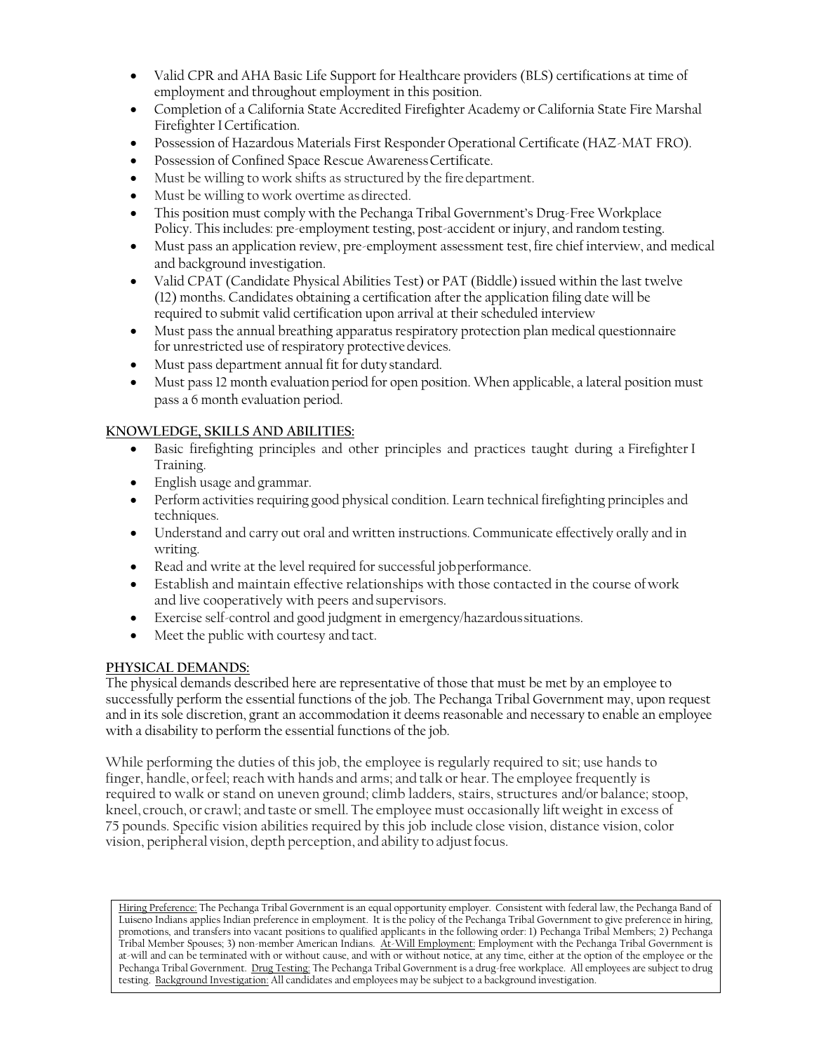- Valid CPR and AHA Basic Life Support for Healthcare providers (BLS) certifications at time of employment and throughout employment in this position.
- Completion of a California State Accredited Firefighter Academy or California State Fire Marshal Firefighter I Certification.
- Possession of Hazardous Materials First Responder Operational Certificate (HAZ-MAT FRO).
- Possession of Confined Space Rescue Awareness Certificate.
- Must be willing to work shifts as structured by the fire department.
- Must be willing to work overtime as directed.
- This position must comply with the Pechanga Tribal Government's Drug-Free Workplace Policy. This includes: pre-employment testing, post-accident or injury, and random testing.
- Must pass an application review, pre-employment assessment test, fire chief interview, and medical and background investigation.
- Valid CPAT (Candidate Physical Abilities Test) or PAT (Biddle) issued within the last twelve (12) months. Candidates obtaining a certification after the application filing date will be required to submit valid certification upon arrival at their scheduled interview
- Must pass the annual breathing apparatus respiratory protection plan medical questionnaire for unrestricted use of respiratory protective devices.
- Must pass department annual fit for duty standard.
- Must pass 12 month evaluation period for open position. When applicable, a lateral position must pass a 6 month evaluation period.

**KNOWLEDGE, SKILLS AND ABILITIES:**

- Basic firefighting principles and other principles and practices taught during a Firefighter I Training.
- English usage and grammar.
- Perform activities requiring good physical condition. Learn technical firefighting principles and techniques.
- Understand and carry out oral and written instructions. Communicate effectively orally and in writing.
- Read and write at the level required for successful job performance.
- Establish and maintain effective relationships with those contacted in the course of work and live cooperatively with peers and supervisors.
- Exercise self-control and good judgment in emergency/hazardous situations.
- Meet the public with courtesy and tact.

**PHYSICAL DEMANDS:**

The physical demands described here are representative of those that must be met by an employee to successfully perform the essential functions of the job. The Pechanga Tribal Government may, upon request and in its sole discretion, grant an accommodation it deems reasonable and necessary to enable an employee with a disability to perform the essential functions of the job.

While performing the duties of this job, the employee is regularly required to sit; use hands to finger, handle, or feel; reach with hands and arms; and talk or hear. The employee frequently is required to walk or stand on uneven ground; climb ladders, stairs, structures and/or balance; stoop, kneel, crouch, or crawl; and taste or smell. The employee must occasionally lift weight in excess of 75 pounds. Specific vision abilities required by this job include close vision, distance vision, color vision, peripheral vision, depth perception, and ability to adjust focus.

Hiring Preference: The Pechanga Tribal Government is an equal opportunity employer. Consistent with federal law, the Pechanga Band of Luiseno Indians applies Indian preference in employment. It is the policy of the Pechanga Tribal Government to give preference in hiring, promotions, and transfers into vacant positions to qualified applicants in the following order: 1) Pechanga Tribal Members; 2) Pechanga Tribal Member Spouses; 3) non-member American Indians. At-Will Employment: Employment with the Pechanga Tribal Government is at-will and can be terminated with or without cause, and with or without notice, at any time, either at the option of the employee or the Pechanga Tribal Government. Drug Testing: The Pechanga Tribal Government is a drug-free workplace. All employees are subject to drug testing. Background Investigation: All candidates and employees may be subject to a background investigation.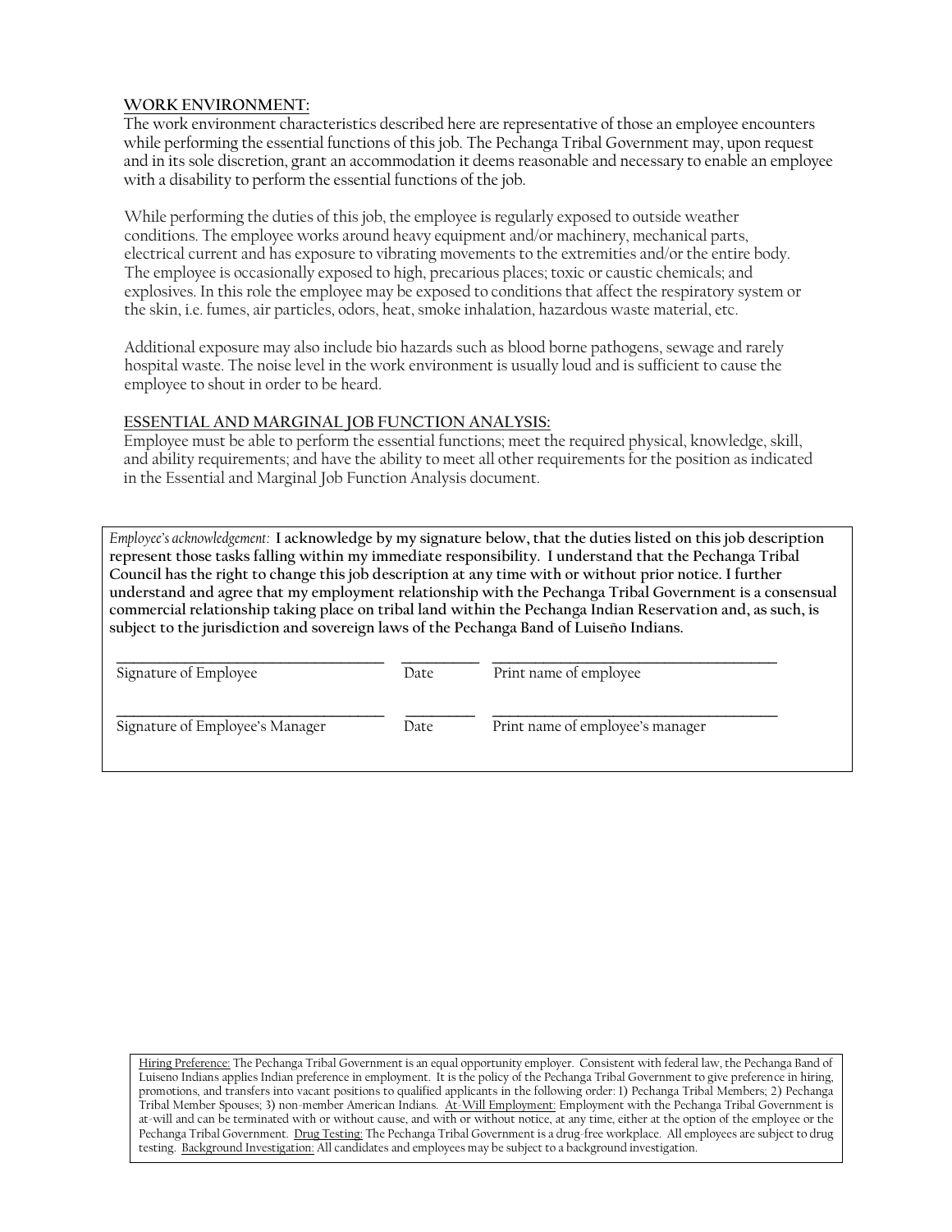**WORK ENVIRONMENT:**

The work environment characteristics described here are representative of those an employee encounters while performing the essential functions of this job. The Pechanga Tribal Government may, upon request and in its sole discretion, grant an accommodation it deems reasonable and necessary to enable an employee with a disability to perform the essential functions of the job.

While performing the duties of this job, the employee is regularly exposed to outside weather conditions. The employee works around heavy equipment and/or machinery, mechanical parts, electrical current and has exposure to vibrating movements to the extremities and/or the entire body. The employee is occasionally exposed to high, precarious places; toxic or caustic chemicals; and explosives. In this role the employee may be exposed to conditions that affect the respiratory system or the skin, i.e. fumes, air particles, odors, heat, smoke inhalation, hazardous waste material, etc.

Additional exposure may also include bio hazards such as blood borne pathogens, sewage and rarely hospital waste. The noise level in the work environment is usually loud and is sufficient to cause the employee to shout in order to be heard.

**ESSENTIAL AND MARGINAL JOB FUNCTION ANALYSIS:**

Employee must be able to perform the essential functions; meet the required physical, knowledge, skill, and ability requirements; and have the ability to meet all other requirements for the position as indicated in the Essential and Marginal Job Function Analysis document.

*Employee's acknowledgement:* **I acknowledge by my signature below, that the duties listed on this job description represent those tasks falling within my immediate responsibility. I understand that the Pechanga Tribal Council has the right to change this job description at any time with or without prior notice. I further understand and agree that my employment relationship with the Pechanga Tribal Government is a consensual commercial relationship taking place on tribal land within the Pechanga Indian Reservation and, as such, is subject to the jurisdiction and sovereign laws of the Pechanga Band of Luiseño Indians.**

______________________________ ________ ______________________________

Signature of Employee Date Print name of employee

______________________________ ________ ______________________________

Signature of Employee's Manager Date Print name of employee's manager

Hiring Preference: The Pechanga Tribal Government is an equal opportunity employer. Consistent with federal law, the Pechanga Band of Luiseno Indians applies Indian preference in employment. It is the policy of the Pechanga Tribal Government to give preference in hiring, promotions, and transfers into vacant positions to qualified applicants in the following order: 1) Pechanga Tribal Members; 2) Pechanga Tribal Member Spouses; 3) non-member American Indians. At-Will Employment: Employment with the Pechanga Tribal Government is at-will and can be terminated with or without cause, and with or without notice, at any time, either at the option of the employee or the Pechanga Tribal Government. Drug Testing: The Pechanga Tribal Government is a drug-free workplace. All employees are subject to drug testing. Background Investigation: All candidates and employees may be subject to a background investigation.